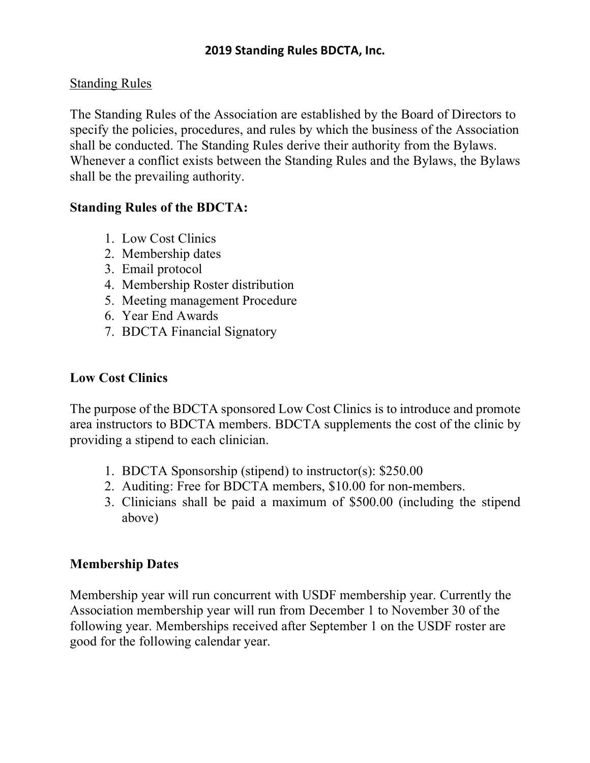# 2019 Standing Rules BDCTA, Inc.

## Standing Rules

The Standing Rules of the Association are established by the Board of Directors to specify the policies, procedures, and rules by which the business of the Association shall be conducted. The Standing Rules derive their authority from the Bylaws. Whenever a conflict exists between the Standing Rules and the Bylaws, the Bylaws shall be the prevailing authority.

## Standing Rules of the BDCTA:

1. Low Cost Clinics
2. Membership dates
3. Email protocol
4. Membership Roster distribution
5. Meeting management Procedure
6. Year End Awards
7. BDCTA Financial Signatory

## Low Cost Clinics

The purpose of the BDCTA sponsored Low Cost Clinics is to introduce and promote area instructors to BDCTA members. BDCTA supplements the cost of the clinic by providing a stipend to each clinician.

1. BDCTA Sponsorship (stipend) to instructor(s): $250.00
2. Auditing: Free for BDCTA members, $10.00 for non-members.
3. Clinicians shall be paid a maximum of $500.00 (including the stipend above)

## Membership Dates

Membership year will run concurrent with USDF membership year. Currently the Association membership year will run from December 1 to November 30 of the following year. Memberships received after September 1 on the USDF roster are good for the following calendar year.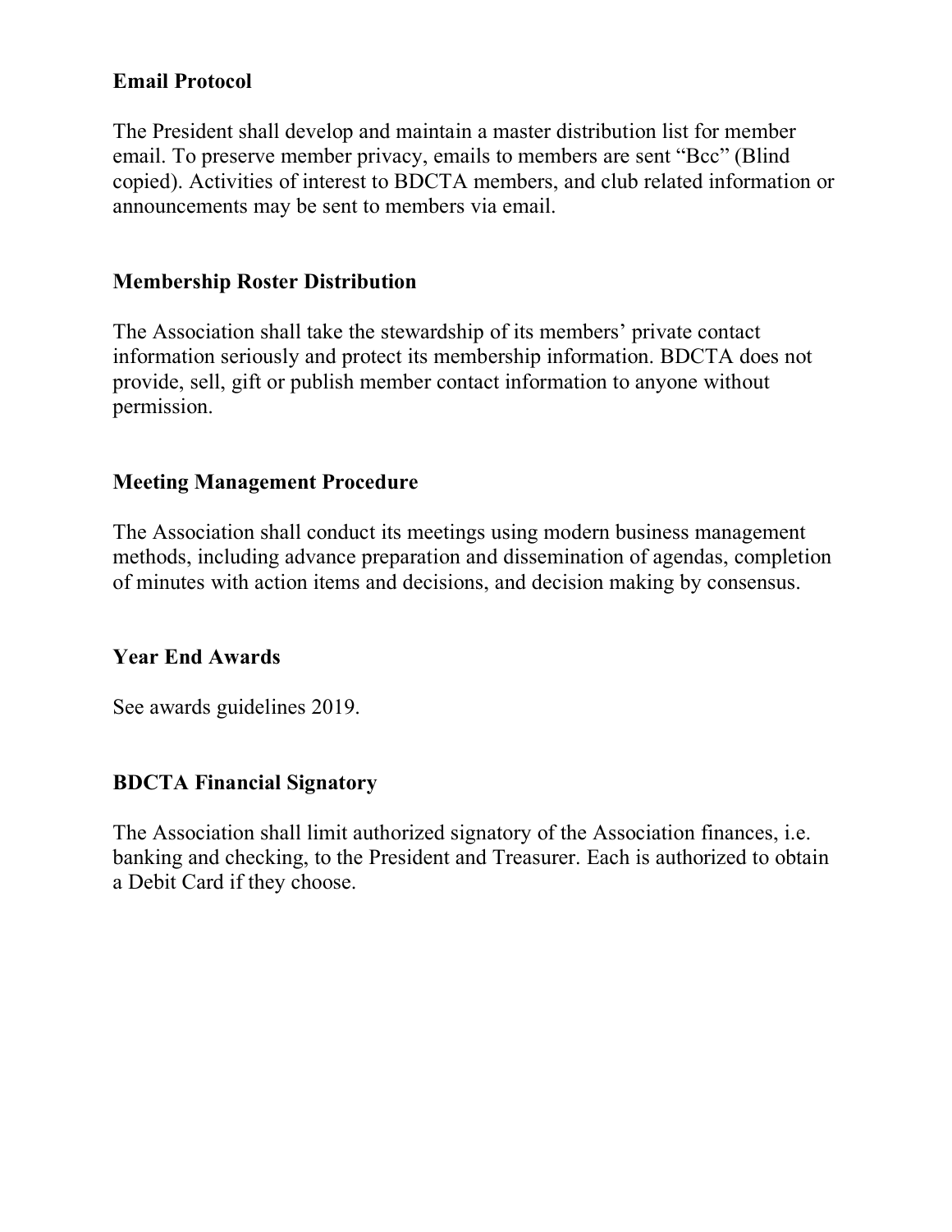**Email Protocol**

The President shall develop and maintain a master distribution list for member email. To preserve member privacy, emails to members are sent "Bcc" (Blind copied). Activities of interest to BDCTA members, and club related information or announcements may be sent to members via email.

**Membership Roster Distribution**

The Association shall take the stewardship of its members' private contact information seriously and protect its membership information. BDCTA does not provide, sell, gift or publish member contact information to anyone without permission.

**Meeting Management Procedure**

The Association shall conduct its meetings using modern business management methods, including advance preparation and dissemination of agendas, completion of minutes with action items and decisions, and decision making by consensus.

**Year End Awards**

See awards guidelines 2019.

**BDCTA Financial Signatory**

The Association shall limit authorized signatory of the Association finances, i.e. banking and checking, to the President and Treasurer. Each is authorized to obtain a Debit Card if they choose.